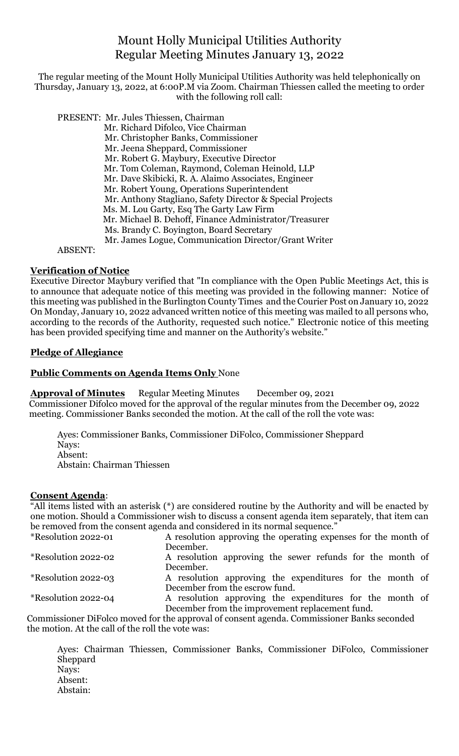# Mount Holly Municipal Utilities Authority
## Regular Meeting Minutes January 13, 2022

The regular meeting of the Mount Holly Municipal Utilities Authority was held telephonically on Thursday, January 13, 2022, at 6:00P.M via Zoom. Chairman Thiessen called the meeting to order with the following roll call:

PRESENT: Mr. Jules Thiessen, Chairman
Mr. Richard Difolco, Vice Chairman
Mr. Christopher Banks, Commissioner
Mr. Jeena Sheppard, Commissioner
Mr. Robert G. Maybury, Executive Director
Mr. Tom Coleman, Raymond, Coleman Heinold, LLP
Mr. Dave Skibicki, R. A. Alaimo Associates, Engineer
Mr. Robert Young, Operations Superintendent
Mr. Anthony Stagliano, Safety Director & Special Projects
Ms. M. Lou Garty, Esq The Garty Law Firm
Mr. Michael B. Dehoff, Finance Administrator/Treasurer
Ms. Brandy C. Boyington, Board Secretary
Mr. James Logue, Communication Director/Grant Writer

ABSENT:

**Verification of Notice**

Executive Director Maybury verified that "In compliance with the Open Public Meetings Act, this is to announce that adequate notice of this meeting was provided in the following manner: Notice of this meeting was published in the Burlington County Times and the Courier Post on January 10, 2022 On Monday, January 10, 2022 advanced written notice of this meeting was mailed to all persons who, according to the records of the Authority, requested such notice." Electronic notice of this meeting has been provided specifying time and manner on the Authority's website."

**Pledge of Allegiance**

**Public Comments on Agenda Items Only** None

**Approval of Minutes** Regular Meeting Minutes December 09, 2021

Commissioner Difolco moved for the approval of the regular minutes from the December 09, 2022 meeting. Commissioner Banks seconded the motion. At the call of the roll the vote was:

Ayes: Commissioner Banks, Commissioner DiFolco, Commissioner Sheppard
Nays:
Absent:
Abstain: Chairman Thiessen

**Consent Agenda**:

"All items listed with an asterisk (*) are considered routine by the Authority and will be enacted by one motion. Should a Commissioner wish to discuss a consent agenda item separately, that item can be removed from the consent agenda and considered in its normal sequence."

| | |
|---|---|
| *Resolution 2022-01 | A resolution approving the operating expenses for the month of December. |
| *Resolution 2022-02 | A resolution approving the sewer refunds for the month of December. |
| *Resolution 2022-03 | A resolution approving the expenditures for the month of December from the escrow fund. |
| *Resolution 2022-04 | A resolution approving the expenditures for the month of December from the improvement replacement fund. |

Commissioner DiFolco moved for the approval of consent agenda. Commissioner Banks seconded the motion. At the call of the roll the vote was:

Ayes: Chairman Thiessen, Commissioner Banks, Commissioner DiFolco, Commissioner Sheppard
Nays:
Absent:
Abstain: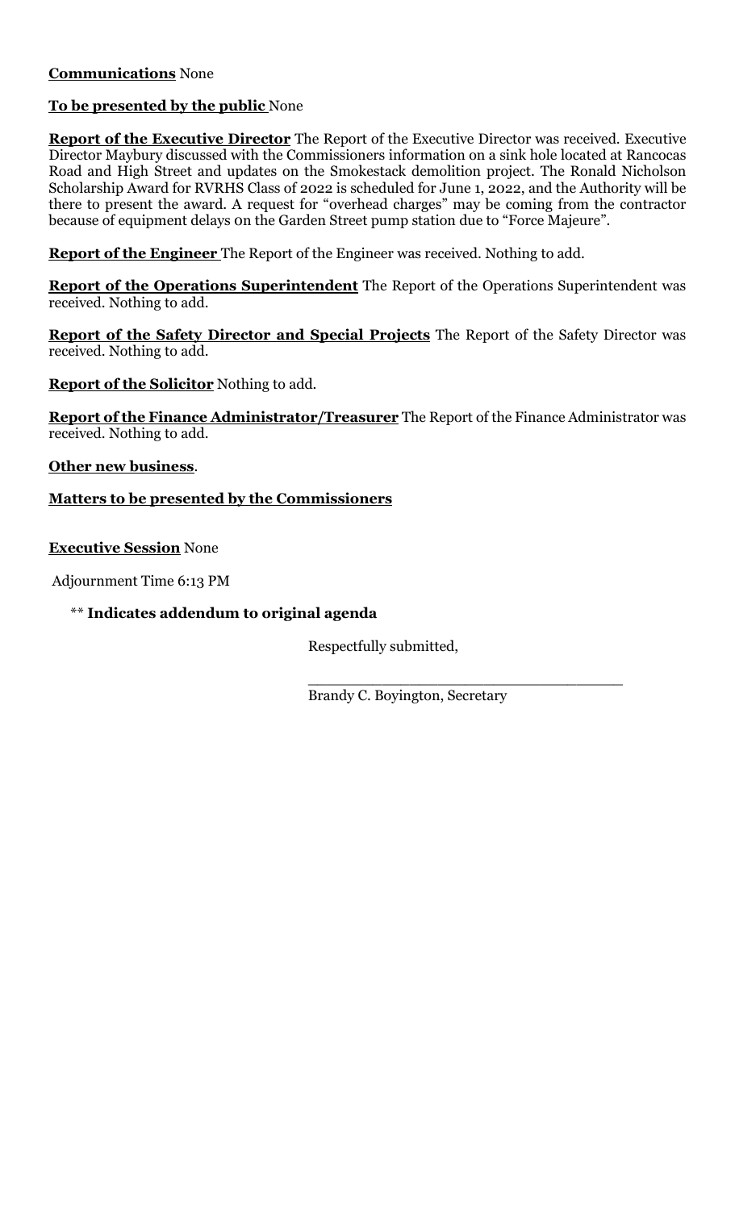**Communications** None

**To be presented by the public** None

**Report of the Executive Director** The Report of the Executive Director was received. Executive Director Maybury discussed with the Commissioners information on a sink hole located at Rancocas Road and High Street and updates on the Smokestack demolition project. The Ronald Nicholson Scholarship Award for RVRHS Class of 2022 is scheduled for June 1, 2022, and the Authority will be there to present the award. A request for "overhead charges" may be coming from the contractor because of equipment delays on the Garden Street pump station due to "Force Majeure".

**Report of the Engineer** The Report of the Engineer was received. Nothing to add.

**Report of the Operations Superintendent** The Report of the Operations Superintendent was received. Nothing to add.

**Report of the Safety Director and Special Projects** The Report of the Safety Director was received. Nothing to add.

**Report of the Solicitor** Nothing to add.

**Report of the Finance Administrator/Treasurer** The Report of the Finance Administrator was received. Nothing to add.

**Other new business**.

**Matters to be presented by the Commissioners**

**Executive Session** None

Adjournment Time 6:13 PM

** **Indicates addendum to original agenda**

Respectfully submitted,

___________________________________

Brandy C. Boyington, Secretary